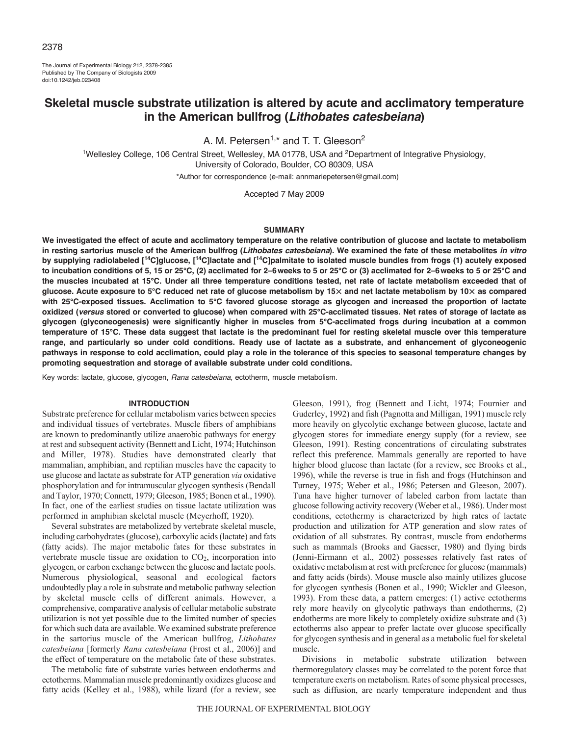# Skeletal muscle substrate utilization is altered by acute and acclimatory temperature in the American bullfrog (*Lithobates catesbeiana*)

A. M. Petersen[1,*] and T. T. Gleeson[2]

[1]Wellesley College, 106 Central Street, Wellesley, MA 01778, USA and [2]Department of Integrative Physiology, University of Colorado, Boulder, CO 80309, USA

*Author for correspondence (e-mail: annmariepetersen@gmail.com)

Accepted 7 May 2009

## SUMMARY

**We investigated the effect of acute and acclimatory temperature on the relative contribution of glucose and lactate to metabolism in resting sartorius muscle of the American bullfrog (*Lithobates catesbeiana*). We examined the fate of these metabolites *in vitro* by supplying radiolabeled [$^{14}$C]glucose, [$^{14}$C]lactate and [$^{14}$C]palmitate to isolated muscle bundles from frogs (1) acutely exposed to incubation conditions of 5, 15 or 25°C, (2) acclimated for 2–6 weeks to 5 or 25°C or (3) acclimated for 2–6 weeks to 5 or 25°C and the muscles incubated at 15°C. Under all three temperature conditions tested, net rate of lactate metabolism exceeded that of glucose. Acute exposure to 5°C reduced net rate of glucose metabolism by 15× and net lactate metabolism by 10× as compared with 25°C-exposed tissues. Acclimation to 5°C favored glucose storage as glycogen and increased the proportion of lactate oxidized (*versus* stored or converted to glucose) when compared with 25°C-acclimated tissues. Net rates of storage of lactate as glycogen (glyconeogenesis) were significantly higher in muscles from 5°C-acclimated frogs during incubation at a common temperature of 15°C. These data suggest that lactate is the predominant fuel for resting skeletal muscle over this temperature range, and particularly so under cold conditions. Ready use of lactate as a substrate, and enhancement of glyconeogenic pathways in response to cold acclimation, could play a role in the tolerance of this species to seasonal temperature changes by promoting sequestration and storage of available substrate under cold conditions.**

Key words: lactate, glucose, glycogen, *Rana catesbeiana*, ectotherm, muscle metabolism.

## INTRODUCTION

Substrate preference for cellular metabolism varies between species and individual tissues of vertebrates. Muscle fibers of amphibians are known to predominantly utilize anaerobic pathways for energy at rest and subsequent activity (Bennett and Licht, 1974; Hutchinson and Miller, 1978). Studies have demonstrated clearly that mammalian, amphibian, and reptilian muscles have the capacity to use glucose and lactate as substrate for ATP generation *via* oxidative phosphorylation and for intramuscular glycogen synthesis (Bendall and Taylor, 1970; Connett, 1979; Gleeson, 1985; Bonen et al., 1990). In fact, one of the earliest studies on tissue lactate utilization was performed in amphibian skeletal muscle (Meyerhoff, 1920).

Several substrates are metabolized by vertebrate skeletal muscle, including carbohydrates (glucose), carboxylic acids (lactate) and fats (fatty acids). The major metabolic fates for these substrates in vertebrate muscle tissue are oxidation to $CO_2$, incorporation into glycogen, or carbon exchange between the glucose and lactate pools. Numerous physiological, seasonal and ecological factors undoubtedly play a role in substrate and metabolic pathway selection by skeletal muscle cells of different animals. However, a comprehensive, comparative analysis of cellular metabolic substrate utilization is not yet possible due to the limited number of species for which such data are available. We examined substrate preference in the sartorius muscle of the American bullfrog, *Lithobates catesbeiana* [formerly *Rana catesbeiana* (Frost et al., 2006)] and the effect of temperature on the metabolic fate of these substrates.

The metabolic fate of substrate varies between endotherms and ectotherms. Mammalian muscle predominantly oxidizes glucose and fatty acids (Kelley et al., 1988), while lizard (for a review, see Gleeson, 1991), frog (Bennett and Licht, 1974; Fournier and Guderley, 1992) and fish (Pagnotta and Milligan, 1991) muscle rely more heavily on glycolytic exchange between glucose, lactate and glycogen stores for immediate energy supply (for a review, see Gleeson, 1991). Resting concentrations of circulating substrates reflect this preference. Mammals generally are reported to have higher blood glucose than lactate (for a review, see Brooks et al., 1996), while the reverse is true in fish and frogs (Hutchinson and Turney, 1975; Weber et al., 1986; Petersen and Gleeson, 2007). Tuna have higher turnover of labeled carbon from lactate than glucose following activity recovery (Weber et al., 1986). Under most conditions, ectothermy is characterized by high rates of lactate production and utilization for ATP generation and slow rates of oxidation of all substrates. By contrast, muscle from endotherms such as mammals (Brooks and Gaesser, 1980) and flying birds (Jenni-Eirmann et al., 2002) possesses relatively fast rates of oxidative metabolism at rest with preference for glucose (mammals) and fatty acids (birds). Mouse muscle also mainly utilizes glucose for glycogen synthesis (Bonen et al., 1990; Wickler and Gleeson, 1993). From these data, a pattern emerges: (1) active ectotherms rely more heavily on glycolytic pathways than endotherms, (2) endotherms are more likely to completely oxidize substrate and (3) ectotherms also appear to prefer lactate over glucose specifically for glycogen synthesis and in general as a metabolic fuel for skeletal muscle.

Divisions in metabolic substrate utilization between thermoregulatory classes may be correlated to the potent force that temperature exerts on metabolism. Rates of some physical processes, such as diffusion, are nearly temperature independent and thus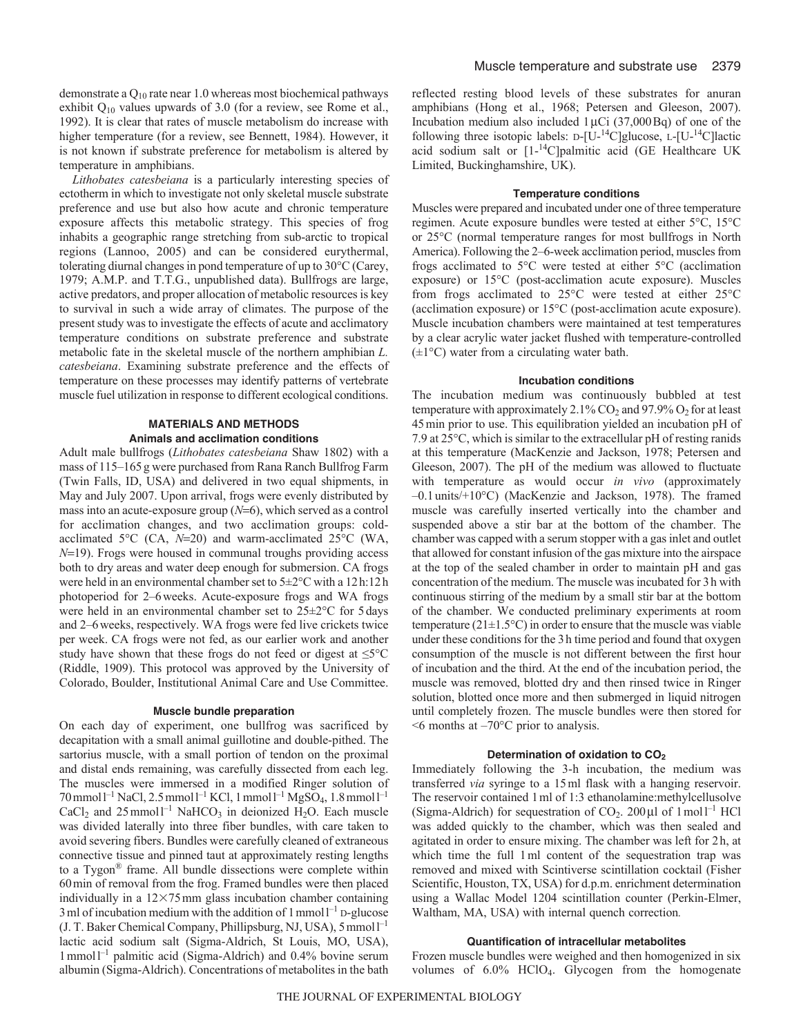demonstrate a $Q_{10}$ rate near 1.0 whereas most biochemical pathways exhibit $Q_{10}$ values upwards of 3.0 (for a review, see Rome et al., 1992). It is clear that rates of muscle metabolism do increase with higher temperature (for a review, see Bennett, 1984). However, it is not known if substrate preference for metabolism is altered by temperature in amphibians.

*Lithobates catesbeiana* is a particularly interesting species of ectotherm in which to investigate not only skeletal muscle substrate preference and use but also how acute and chronic temperature exposure affects this metabolic strategy. This species of frog inhabits a geographic range stretching from sub-arctic to tropical regions (Lannoo, 2005) and can be considered eurythermal, tolerating diurnal changes in pond temperature of up to 30°C (Carey, 1979; A.M.P. and T.T.G., unpublished data). Bullfrogs are large, active predators, and proper allocation of metabolic resources is key to survival in such a wide array of climates. The purpose of the present study was to investigate the effects of acute and acclimatory temperature conditions on substrate preference and substrate metabolic fate in the skeletal muscle of the northern amphibian *L. catesbeiana*. Examining substrate preference and the effects of temperature on these processes may identify patterns of vertebrate muscle fuel utilization in response to different ecological conditions.

## MATERIALS AND METHODS

### Animals and acclimation conditions

Adult male bullfrogs (*Lithobates catesbeiana* Shaw 1802) with a mass of 115–165 g were purchased from Rana Ranch Bullfrog Farm (Twin Falls, ID, USA) and delivered in two equal shipments, in May and July 2007. Upon arrival, frogs were evenly distributed by mass into an acute-exposure group ($N$=6), which served as a control for acclimation changes, and two acclimation groups: cold-acclimated 5°C (CA, $N$=20) and warm-acclimated 25°C (WA, $N$=19). Frogs were housed in communal troughs providing access both to dry areas and water deep enough for submersion. CA frogs were held in an environmental chamber set to 5±2°C with a 12 h:12 h photoperiod for 2–6 weeks. Acute-exposure frogs and WA frogs were held in an environmental chamber set to 25±2°C for 5 days and 2–6 weeks, respectively. WA frogs were fed live crickets twice per week. CA frogs were not fed, as our earlier work and another study have shown that these frogs do not feed or digest at ≤5°C (Riddle, 1909). This protocol was approved by the University of Colorado, Boulder, Institutional Animal Care and Use Committee.

### Muscle bundle preparation

On each day of experiment, one bullfrog was sacrificed by decapitation with a small animal guillotine and double-pithed. The sartorius muscle, with a small portion of tendon on the proximal and distal ends remaining, was carefully dissected from each leg. The muscles were immersed in a modified Ringer solution of 70 mmol l$^{-1}$ NaCl, 2.5 mmol l$^{-1}$ KCl, 1 mmol l$^{-1}$ $MgSO_4$, 1.8 mmol l$^{-1}$ $CaCl_2$ and 25 mmol l$^{-1}$ $NaHCO_3$ in deionized $H_2O$. Each muscle was divided laterally into three fiber bundles, with care taken to avoid severing fibers. Bundles were carefully cleaned of extraneous connective tissue and pinned taut at approximately resting lengths to a Tygon® frame. All bundle dissections were complete within 60 min of removal from the frog. Framed bundles were then placed individually in a 12×75 mm glass incubation chamber containing 3 ml of incubation medium with the addition of 1 mmol l$^{-1}$ D-glucose (J. T. Baker Chemical Company, Phillipsburg, NJ, USA), 5 mmol l$^{-1}$ lactic acid sodium salt (Sigma-Aldrich, St Louis, MO, USA), 1 mmol l$^{-1}$ palmitic acid (Sigma-Aldrich) and 0.4% bovine serum albumin (Sigma-Aldrich). Concentrations of metabolites in the bath reflected resting blood levels of these substrates for anuran amphibians (Hong et al., 1968; Petersen and Gleeson, 2007). Incubation medium also included 1 μCi (37,000 Bq) of one of the following three isotopic labels: D-[U-$^{14}$C]glucose, L-[U-$^{14}$C]lactic acid sodium salt or [1-$^{14}$C]palmitic acid (GE Healthcare UK Limited, Buckinghamshire, UK).

### Temperature conditions

Muscles were prepared and incubated under one of three temperature regimen. Acute exposure bundles were tested at either 5°C, 15°C or 25°C (normal temperature ranges for most bullfrogs in North America). Following the 2–6-week acclimation period, muscles from frogs acclimated to 5°C were tested at either 5°C (acclimation exposure) or 15°C (post-acclimation acute exposure). Muscles from frogs acclimated to 25°C were tested at either 25°C (acclimation exposure) or 15°C (post-acclimation acute exposure). Muscle incubation chambers were maintained at test temperatures by a clear acrylic water jacket flushed with temperature-controlled (±1°C) water from a circulating water bath.

### Incubation conditions

The incubation medium was continuously bubbled at test temperature with approximately 2.1% $CO_2$ and 97.9% $O_2$ for at least 45 min prior to use. This equilibration yielded an incubation pH of 7.9 at 25°C, which is similar to the extracellular pH of resting ranids at this temperature (MacKenzie and Jackson, 1978; Petersen and Gleeson, 2007). The pH of the medium was allowed to fluctuate with temperature as would occur *in vivo* (approximately –0.1 units/+10°C) (MacKenzie and Jackson, 1978). The framed muscle was carefully inserted vertically into the chamber and suspended above a stir bar at the bottom of the chamber. The chamber was capped with a serum stopper with a gas inlet and outlet that allowed for constant infusion of the gas mixture into the airspace at the top of the sealed chamber in order to maintain pH and gas concentration of the medium. The muscle was incubated for 3 h with continuous stirring of the medium by a small stir bar at the bottom of the chamber. We conducted preliminary experiments at room temperature (21±1.5°C) in order to ensure that the muscle was viable under these conditions for the 3 h time period and found that oxygen consumption of the muscle is not different between the first hour of incubation and the third. At the end of the incubation period, the muscle was removed, blotted dry and then rinsed twice in Ringer solution, blotted once more and then submerged in liquid nitrogen until completely frozen. The muscle bundles were then stored for <6 months at –70°C prior to analysis.

### Determination of oxidation to $CO_2$

Immediately following the 3-h incubation, the medium was transferred *via* syringe to a 15 ml flask with a hanging reservoir. The reservoir contained 1 ml of 1:3 ethanolamine:methylcellusolve (Sigma-Aldrich) for sequestration of $CO_2$. 200 μl of 1 mol l$^{-1}$ HCl was added quickly to the chamber, which was then sealed and agitated in order to ensure mixing. The chamber was left for 2 h, at which time the full 1 ml content of the sequestration trap was removed and mixed with Scintiverse scintillation cocktail (Fisher Scientific, Houston, TX, USA) for d.p.m. enrichment determination using a Wallac Model 1204 scintillation counter (Perkin-Elmer, Waltham, MA, USA) with internal quench correction.

### Quantification of intracellular metabolites

Frozen muscle bundles were weighed and then homogenized in six volumes of 6.0% $HClO_4$. Glycogen from the homogenate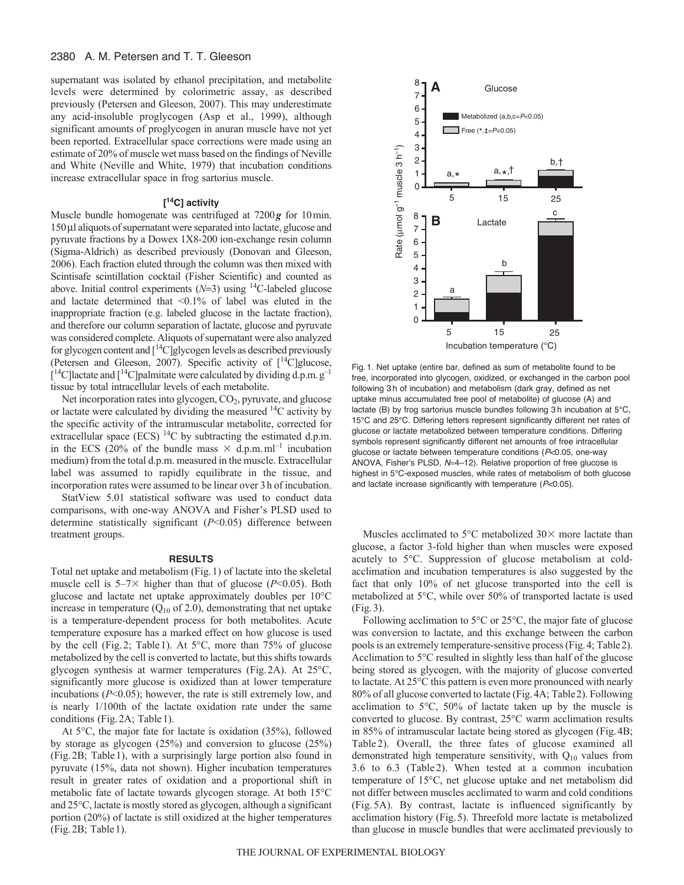supernatant was isolated by ethanol precipitation, and metabolite levels were determined by colorimetric assay, as described previously (Petersen and Gleeson, 2007). This may underestimate any acid-insoluble proglycogen (Asp et al., 1999), although significant amounts of proglycogen in anuran muscle have not yet been reported. Extracellular space corrections were made using an estimate of 20% of muscle wet mass based on the findings of Neville and White (Neville and White, 1979) that incubation conditions increase extracellular space in frog sartorius muscle.

### [$^{14}$C] activity

Muscle bundle homogenate was centrifuged at 7200 ***g*** for 10 min. 150 μl aliquots of supernatant were separated into lactate, glucose and pyruvate fractions by a Dowex 1X8-200 ion-exchange resin column (Sigma-Aldrich) as described previously (Donovan and Gleeson, 2006). Each fraction eluted through the column was then mixed with Scintisafe scintillation cocktail (Fisher Scientific) and counted as above. Initial control experiments (*N*=3) using $^{14}$C-labeled glucose and lactate determined that <0.1% of label was eluted in the inappropriate fraction (e.g. labeled glucose in the lactate fraction), and therefore our column separation of lactate, glucose and pyruvate was considered complete. Aliquots of supernatant were also analyzed for glycogen content and [$^{14}$C]glycogen levels as described previously (Petersen and Gleeson, 2007). Specific activity of [$^{14}$C]glucose, [$^{14}$C]lactate and [$^{14}$C]palmitate were calculated by dividing d.p.m. $g^{-1}$ tissue by total intracellular levels of each metabolite.

Net incorporation rates into glycogen, $CO_2$, pyruvate, and glucose or lactate were calculated by dividing the measured $^{14}$C activity by the specific activity of the intramuscular metabolite, corrected for extracellular space (ECS) $^{14}$C by subtracting the estimated d.p.m. in the ECS (20% of the bundle mass × d.p.m. $ml^{-1}$ incubation medium) from the total d.p.m. measured in the muscle. Extracellular label was assumed to rapidly equilibrate in the tissue, and incorporation rates were assumed to be linear over 3 h of incubation.

StatView 5.01 statistical software was used to conduct data comparisons, with one-way ANOVA and Fisher's PLSD used to determine statistically significant ($P$<0.05) difference between treatment groups.

## RESULTS

Total net uptake and metabolism (Fig. 1) of lactate into the skeletal muscle cell is 5–7× higher than that of glucose ($P$<0.05). Both glucose and lactate net uptake approximately doubles per 10°C increase in temperature ($Q_{10}$ of 2.0), demonstrating that net uptake is a temperature-dependent process for both metabolites. Acute temperature exposure has a marked effect on how glucose is used by the cell (Fig. 2; Table 1). At 5°C, more than 75% of glucose metabolized by the cell is converted to lactate, but this shifts towards glycogen synthesis at warmer temperatures (Fig. 2A). At 25°C, significantly more glucose is oxidized than at lower temperature incubations ($P$<0.05); however, the rate is still extremely low, and is nearly 1/100th of the lactate oxidation rate under the same conditions (Fig. 2A; Table 1).

At 5°C, the major fate for lactate is oxidation (35%), followed by storage as glycogen (25%) and conversion to glucose (25%) (Fig. 2B; Table 1), with a surprisingly large portion also found in pyruvate (15%, data not shown). Higher incubation temperatures result in greater rates of oxidation and a proportional shift in metabolic fate of lactate towards glycogen storage. At both 15°C and 25°C, lactate is mostly stored as glycogen, although a significant portion (20%) of lactate is still oxidized at the higher temperatures (Fig. 2B; Table 1).

Fig. 1. Net uptake (entire bar, defined as sum of metabolite found to be free, incorporated into glycogen, oxidized, or exchanged in the carbon pool following 3 h of incubation) and metabolism (dark gray, defined as net uptake minus accumulated free pool of metabolite) of glucose (A) and lactate (B) by frog sartorius muscle bundles following 3 h incubation at 5°C, 15°C and 25°C. Differing letters represent significantly different net rates of glucose or lactate metabolized between temperature conditions. Differing symbols represent significantly different net amounts of free intracellular glucose or lactate between temperature conditions ($P$<0.05, one-way ANOVA, Fisher's PLSD, $N$=4–12). Relative proportion of free glucose is highest in 5°C-exposed muscles, while rates of metabolism of both glucose and lactate increase significantly with temperature ($P$<0.05).

Muscles acclimated to 5°C metabolized 30× more lactate than glucose, a factor 3-fold higher than when muscles were exposed acutely to 5°C. Suppression of glucose metabolism at cold-acclimation and incubation temperatures is also suggested by the fact that only 10% of net glucose transported into the cell is metabolized at 5°C, while over 50% of transported lactate is used (Fig. 3).

Following acclimation to 5°C or 25°C, the major fate of glucose was conversion to lactate, and this exchange between the carbon pools is an extremely temperature-sensitive process (Fig. 4; Table 2). Acclimation to 5°C resulted in slightly less than half of the glucose being stored as glycogen, with the majority of glucose converted to lactate. At 25°C this pattern is even more pronounced with nearly 80% of all glucose converted to lactate (Fig. 4A; Table 2). Following acclimation to 5°C, 50% of lactate taken up by the muscle is converted to glucose. By contrast, 25°C warm acclimation results in 85% of intramuscular lactate being stored as glycogen (Fig. 4B; Table 2). Overall, the three fates of glucose examined all demonstrated high temperature sensitivity, with $Q_{10}$ values from 3.6 to 6.3 (Table 2). When tested at a common incubation temperature of 15°C, net glucose uptake and net metabolism did not differ between muscles acclimated to warm and cold conditions (Fig. 5A). By contrast, lactate is influenced significantly by acclimation history (Fig. 5). Threefold more lactate is metabolized than glucose in muscle bundles that were acclimated previously to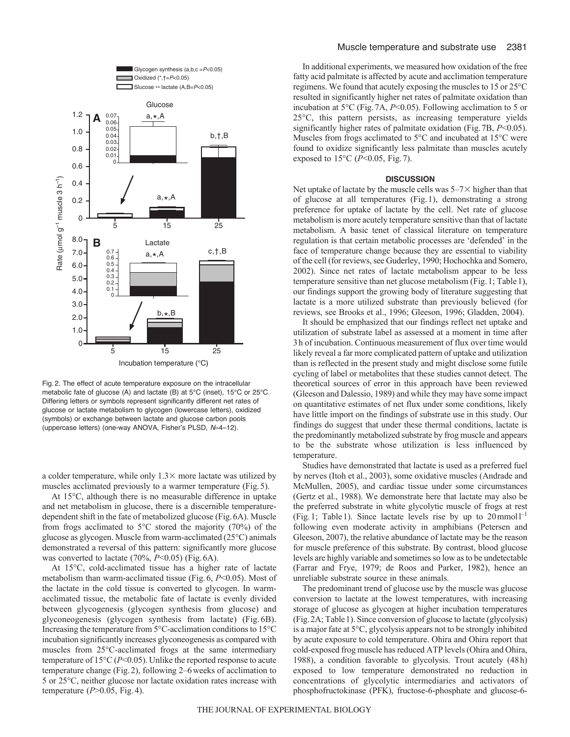Fig. 2. The effect of acute temperature exposure on the intracellular metabolic fate of glucose (A) and lactate (B) at 5°C (inset), 15°C or 25°C. Differing letters or symbols represent significantly different net rates of glucose or lactate metabolism to glycogen (lowercase letters), oxidized (symbols) or exchange between lactate and glucose carbon pools (uppercase letters) (one-way ANOVA, Fisher's PLSD, $N$=4–12).

a colder temperature, while only 1.3× more lactate was utilized by muscles acclimated previously to a warmer temperature (Fig. 5).

At 15°C, although there is no measurable difference in uptake and net metabolism in glucose, there is a discernible temperature-dependent shift in the fate of metabolized glucose (Fig. 6A). Muscle from frogs acclimated to 5°C stored the majority (70%) of the glucose as glycogen. Muscle from warm-acclimated (25°C) animals demonstrated a reversal of this pattern: significantly more glucose was converted to lactate (70%, $P$<0.05) (Fig. 6A).

At 15°C, cold-acclimated tissue has a higher rate of lactate metabolism than warm-acclimated tissue (Fig. 6, $P$<0.05). Most of the lactate in the cold tissue is converted to glycogen. In warm-acclimated tissue, the metabolic fate of lactate is evenly divided between glycogenesis (glycogen synthesis from glucose) and glyconeogenesis (glycogen synthesis from lactate) (Fig. 6B). Increasing the temperature from 5°C-acclimation conditions to 15°C incubation significantly increases glyconeogenesis as compared with muscles from 25°C-acclimated frogs at the same intermediary temperature of 15°C ($P$<0.05). Unlike the reported response to acute temperature change (Fig. 2), following 2–6 weeks of acclimation to 5 or 25°C, neither glucose nor lactate oxidation rates increase with temperature ($P$>0.05, Fig. 4).

In additional experiments, we measured how oxidation of the free fatty acid palmitate is affected by acute and acclimation temperature regimens. We found that acutely exposing the muscles to 15 or 25°C resulted in significantly higher net rates of palmitate oxidation than incubation at 5°C (Fig. 7A, $P$<0.05). Following acclimation to 5 or 25°C, this pattern persists, as increasing temperature yields significantly higher rates of palmitate oxidation (Fig. 7B, $P$<0.05). Muscles from frogs acclimated to 5°C and incubated at 15°C were found to oxidize significantly less palmitate than muscles acutely exposed to 15°C ($P$<0.05, Fig. 7).

## DISCUSSION

Net uptake of lactate by the muscle cells was 5–7× higher than that of glucose at all temperatures (Fig. 1), demonstrating a strong preference for uptake of lactate by the cell. Net rate of glucose metabolism is more acutely temperature sensitive than that of lactate metabolism. A basic tenet of classical literature on temperature regulation is that certain metabolic processes are 'defended' in the face of temperature change because they are essential to viability of the cell (for reviews, see Guderley, 1990; Hochochka and Somero, 2002). Since net rates of lactate metabolism appear to be less temperature sensitive than net glucose metabolism (Fig. 1; Table 1), our findings support the growing body of literature suggesting that lactate is a more utilized substrate than previously believed (for reviews, see Brooks et al., 1996; Gleeson, 1996; Gladden, 2004).

It should be emphasized that our findings reflect net uptake and utilization of substrate label as assessed at a moment in time after 3 h of incubation. Continuous measurement of flux over time would likely reveal a far more complicated pattern of uptake and utilization than is reflected in the present study and might disclose some futile cycling of label or metabolites that these studies cannot detect. The theoretical sources of error in this approach have been reviewed (Gleeson and Dalessio, 1989) and while they may have some impact on quantitative estimates of net flux under some conditions, likely have little import on the findings of substrate use in this study. Our findings do suggest that under these thermal conditions, lactate is the predominantly metabolized substrate by frog muscle and appears to be the substrate whose utilization is less influenced by temperature.

Studies have demonstrated that lactate is used as a preferred fuel by nerves (Itoh et al., 2003), some oxidative muscles (Andrade and McMullen, 2005), and cardiac tissue under some circumstances (Gertz et al., 1988). We demonstrate here that lactate may also be the preferred substrate in white glycolytic muscle of frogs at rest (Fig. 1; Table 1). Since lactate levels rise by up to 20 mmol $l^{-1}$ following even moderate activity in amphibians (Petersen and Gleeson, 2007), the relative abundance of lactate may be the reason for muscle preference of this substrate. By contrast, blood glucose levels are highly variable and sometimes so low as to be undetectable (Farrar and Frye, 1979; de Roos and Parker, 1982), hence an unreliable substrate source in these animals.

The predominant trend of glucose use by the muscle was glucose conversion to lactate at the lowest temperatures, with increasing storage of glucose as glycogen at higher incubation temperatures (Fig. 2A; Table 1). Since conversion of glucose to lactate (glycolysis) is a major fate at 5°C, glycolysis appears not to be strongly inhibited by acute exposure to cold temperature. Ohira and Ohira report that cold-exposed frog muscle has reduced ATP levels (Ohira and Ohira, 1988), a condition favorable to glycolysis. Trout acutely (48 h) exposed to low temperature demonstrated no reduction in concentrations of glycolytic intermediaries and activators of phosphofructokinase (PFK), fructose-6-phosphate and glucose-6-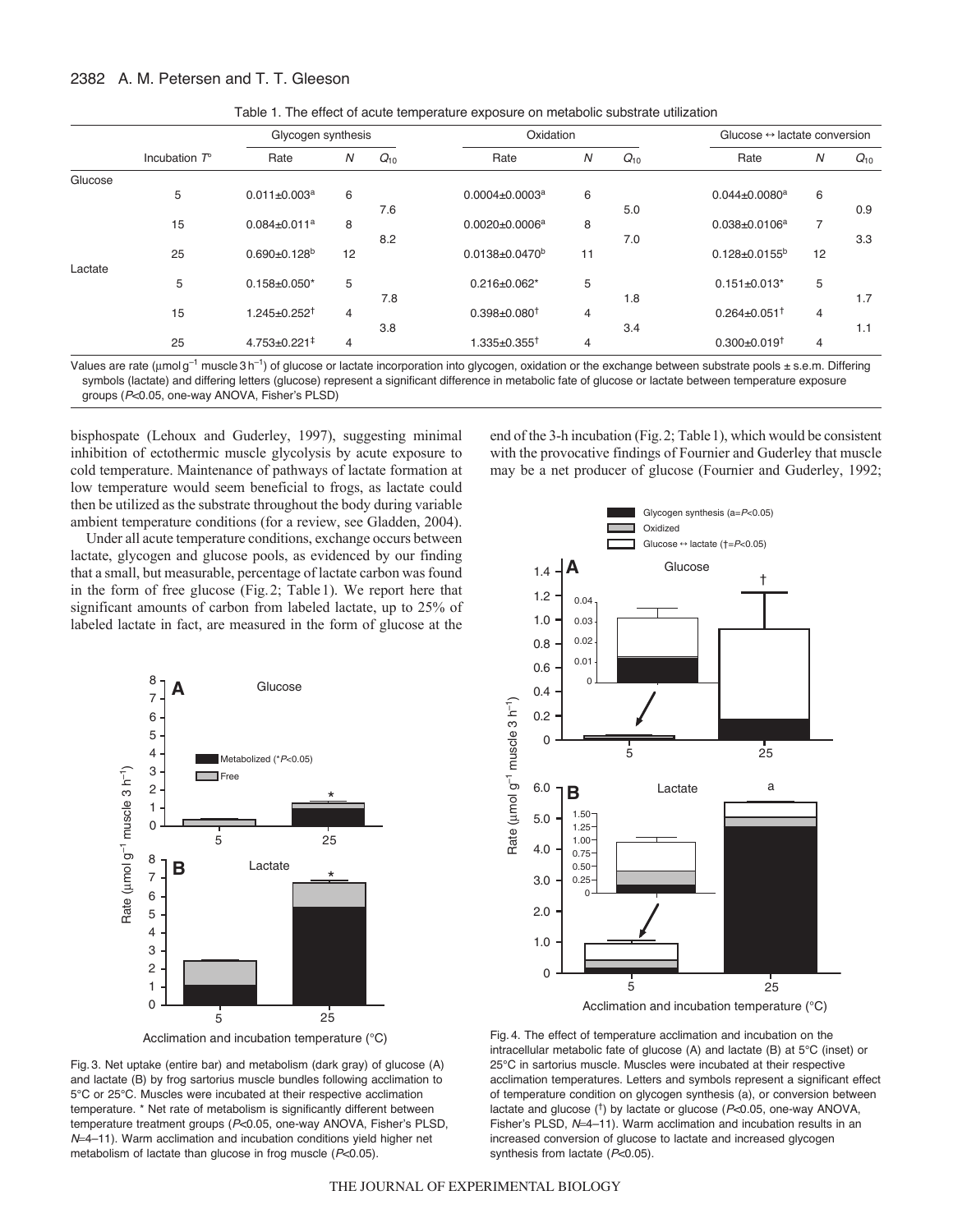Table 1. The effect of acute temperature exposure on metabolic substrate utilization

| | Incubation $T^{\circ}$ | Glycogen synthesis | | | Oxidation | | | Glucose ↔ lactate conversion | | |
|---|---|---|---|---|---|---|---|---|---|---|
| | | Rate | $N$ | $Q_{10}$ | Rate | $N$ | $Q_{10}$ | Rate | $N$ | $Q_{10}$ |
| Glucose | | | | | | | | | | |
| | 5 | 0.011±0.003[a] | 6 | | 0.0004±0.0003[a] | 6 | | 0.044±0.0080[a] | 6 | |
| | | | | 7.6 | | | 5.0 | | | 0.9 |
| | 15 | 0.084±0.011[a] | 8 | | 0.0020±0.0006[a] | 8 | | 0.038±0.0106[a] | 7 | |
| | | | | 8.2 | | | 7.0 | | | 3.3 |
| | 25 | 0.690±0.128[b] | 12 | | 0.0138±0.0470[b] | 11 | | 0.128±0.0155[b] | 12 | |
| Lactate | | | | | | | | | | |
| | 5 | 0.158±0.050* | 5 | | 0.216±0.062* | 5 | | 0.151±0.013* | 5 | |
| | | | | 7.8 | | | 1.8 | | | 1.7 |
| | 15 | 1.245±0.252[†] | 4 | | 0.398±0.080[†] | 4 | | 0.264±0.051[†] | 4 | |
| | | | | 3.8 | | | 3.4 | | | 1.1 |
| | 25 | 4.753±0.221[‡] | 4 | | 1.335±0.355[†] | 4 | | 0.300±0.019[†] | 4 | |

Values are rate (μmol g$^{-1}$ muscle 3 h$^{-1}$) of glucose or lactate incorporation into glycogen, oxidation or the exchange between substrate pools ± s.e.m. Differing symbols (lactate) and differing letters (glucose) represent a significant difference in metabolic fate of glucose or lactate between temperature exposure groups ($P$<0.05, one-way ANOVA, Fisher's PLSD)

bisphospate (Lehoux and Guderley, 1997), suggesting minimal inhibition of ectothermic muscle glycolysis by acute exposure to cold temperature. Maintenance of pathways of lactate formation at low temperature would seem beneficial to frogs, as lactate could then be utilized as the substrate throughout the body during variable ambient temperature conditions (for a review, see Gladden, 2004).

Under all acute temperature conditions, exchange occurs between lactate, glycogen and glucose pools, as evidenced by our finding that a small, but measurable, percentage of lactate carbon was found in the form of free glucose (Fig. 2; Table 1). We report here that significant amounts of carbon from labeled lactate, up to 25% of labeled lactate in fact, are measured in the form of glucose at the end of the 3-h incubation (Fig. 2; Table 1), which would be consistent with the provocative findings of Fournier and Guderley that muscle may be a net producer of glucose (Fournier and Guderley, 1992;

Fig. 3. Net uptake (entire bar) and metabolism (dark gray) of glucose (A) and lactate (B) by frog sartorius muscle bundles following acclimation to 5°C or 25°C. Muscles were incubated at their respective acclimation temperature. * Net rate of metabolism is significantly different between temperature treatment groups ($P$<0.05, one-way ANOVA, Fisher's PLSD, $N$=4–11). Warm acclimation and incubation conditions yield higher net metabolism of lactate than glucose in frog muscle ($P$<0.05).

Fig. 4. The effect of temperature acclimation and incubation on the intracellular metabolic fate of glucose (A) and lactate (B) at 5°C (inset) or 25°C in sartorius muscle. Muscles were incubated at their respective acclimation temperatures. Letters and symbols represent a significant effect of temperature condition on glycogen synthesis (a), or conversion between lactate and glucose (†) by lactate or glucose ($P$<0.05, one-way ANOVA, Fisher's PLSD, $N$=4–11). Warm acclimation and incubation results in an increased conversion of glucose to lactate and increased glycogen synthesis from lactate ($P$<0.05).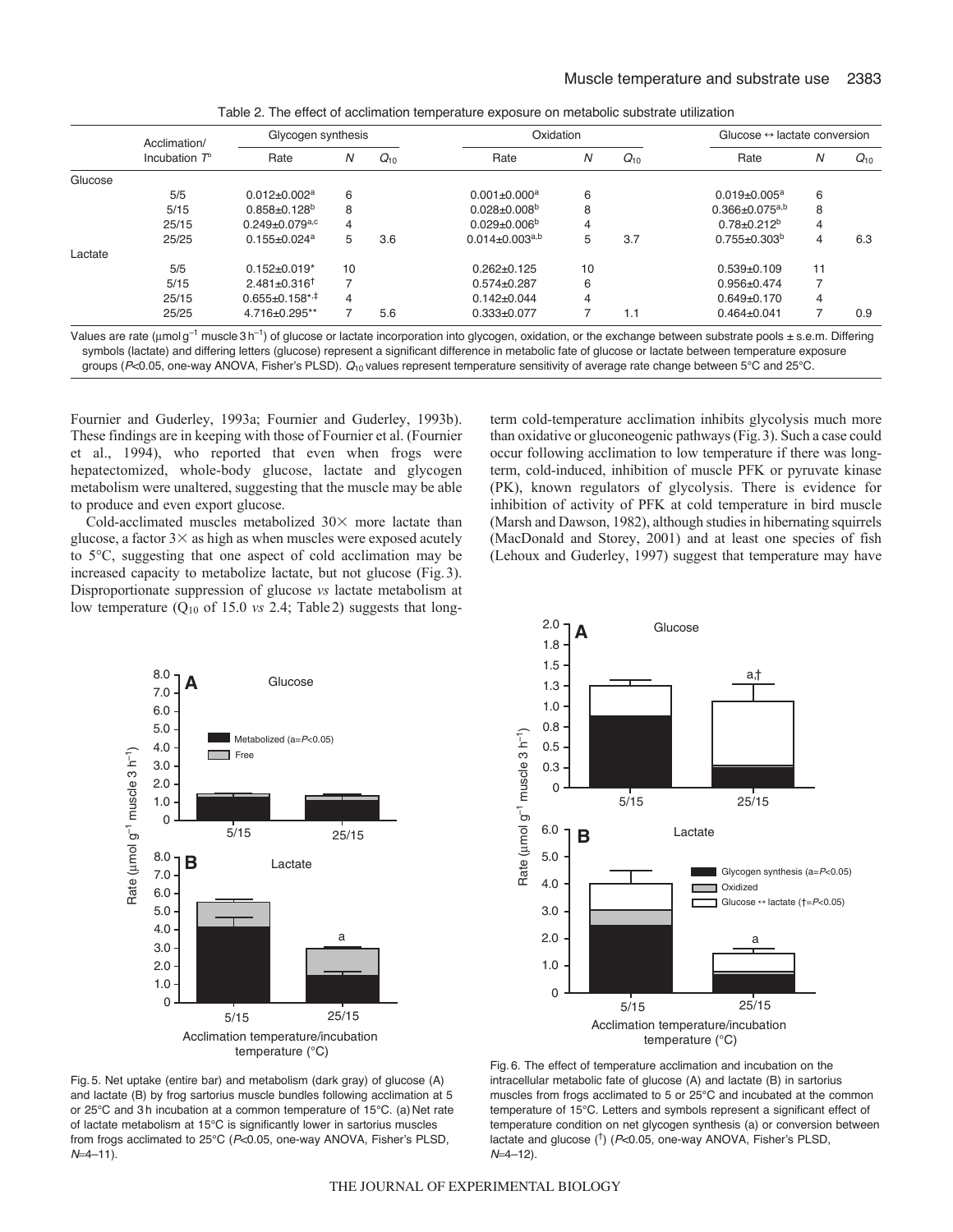Table 2. The effect of acclimation temperature exposure on metabolic substrate utilization

| | Acclimation/ Incubation $T^{\circ}$ | Glycogen synthesis | | | Oxidation | | | Glucose ↔ lactate conversion | | |
|---|---|---|---|---|---|---|---|---|---|---|
| | | Rate | $N$ | $Q_{10}$ | Rate | $N$ | $Q_{10}$ | Rate | $N$ | $Q_{10}$ |
| Glucose | | | | | | | | | | |
| | 5/5 | 0.012±0.002[a] | 6 | | 0.001±0.000[a] | 6 | | 0.019±0.005[a] | 6 | |
| | 5/15 | 0.858±0.128[b] | 8 | | 0.028±0.008[b] | 8 | | 0.366±0.075[a,b] | 8 | |
| | 25/15 | 0.249±0.079[a,c] | 4 | | 0.029±0.006[b] | 4 | | 0.78±0.212[b] | 4 | |
| | 25/25 | 0.155±0.024[a] | 5 | 3.6 | 0.014±0.003[a,b] | 5 | 3.7 | 0.755±0.303[b] | 4 | 6.3 |
| Lactate | | | | | | | | | | |
| | 5/5 | 0.152±0.019* | 10 | | 0.262±0.125 | 10 | | 0.539±0.109 | 11 | |
| | 5/15 | 2.481±0.316[†] | 7 | | 0.574±0.287 | 6 | | 0.956±0.474 | 7 | |
| | 25/15 | 0.655±0.158*,[‡] | 4 | | 0.142±0.044 | 4 | | 0.649±0.170 | 4 | |
| | 25/25 | 4.716±0.295** | 7 | 5.6 | 0.333±0.077 | 7 | 1.1 | 0.464±0.041 | 7 | 0.9 |

Values are rate (μmol g$^{-1}$ muscle 3 h$^{-1}$) of glucose or lactate incorporation into glycogen, oxidation, or the exchange between substrate pools ± s.e.m. Differing symbols (lactate) and differing letters (glucose) represent a significant difference in metabolic fate of glucose or lactate between temperature exposure groups ($P$<0.05, one-way ANOVA, Fisher's PLSD). $Q_{10}$ values represent temperature sensitivity of average rate change between 5°C and 25°C.

Fournier and Guderley, 1993a; Fournier and Guderley, 1993b). These findings are in keeping with those of Fournier et al. (Fournier et al., 1994), who reported that even when frogs were hepatectomized, whole-body glucose, lactate and glycogen metabolism were unaltered, suggesting that the muscle may be able to produce and even export glucose.

Cold-acclimated muscles metabolized 30× more lactate than glucose, a factor 3× as high as when muscles were exposed acutely to 5°C, suggesting that one aspect of cold acclimation may be increased capacity to metabolize lactate, but not glucose (Fig. 3). Disproportionate suppression of glucose *vs* lactate metabolism at low temperature ($Q_{10}$ of 15.0 *vs* 2.4; Table 2) suggests that long-term cold-temperature acclimation inhibits glycolysis much more than oxidative or gluconeogenic pathways (Fig. 3). Such a case could occur following acclimation to low temperature if there was long-term, cold-induced, inhibition of muscle PFK or pyruvate kinase (PK), known regulators of glycolysis. There is evidence for inhibition of activity of PFK at cold temperature in bird muscle (Marsh and Dawson, 1982), although studies in hibernating squirrels (MacDonald and Storey, 2001) and at least one species of fish (Lehoux and Guderley, 1997) suggest that temperature may have

Fig. 5. Net uptake (entire bar) and metabolism (dark gray) of glucose (A) and lactate (B) by frog sartorius muscle bundles following acclimation at 5 or 25°C and 3 h incubation at a common temperature of 15°C. (a) Net rate of lactate metabolism at 15°C is significantly lower in sartorius muscles from frogs acclimated to 25°C ($P$<0.05, one-way ANOVA, Fisher's PLSD, $N$=4–11).

Fig. 6. The effect of temperature acclimation and incubation on the intracellular metabolic fate of glucose (A) and lactate (B) in sartorius muscles from frogs acclimated to 5 or 25°C and incubated at the common temperature of 15°C. Letters and symbols represent a significant effect of temperature condition on net glycogen synthesis (a) or conversion between lactate and glucose (†) ($P$<0.05, one-way ANOVA, Fisher's PLSD, $N$=4–12).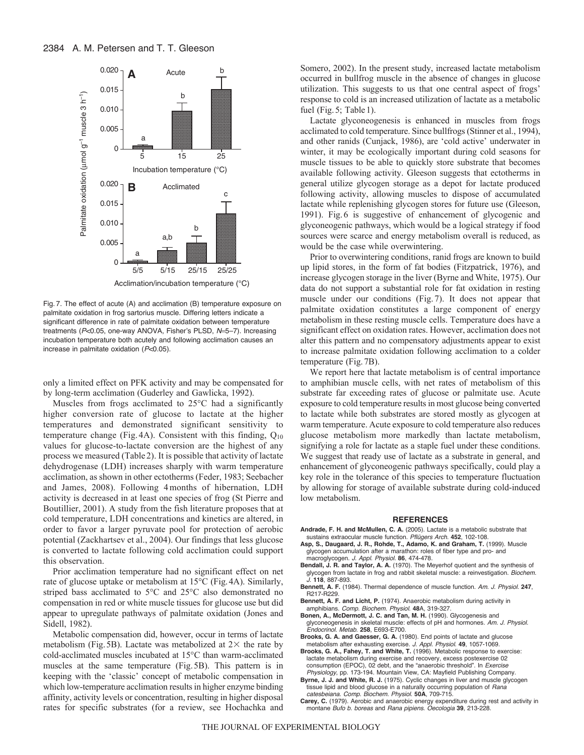Fig. 7. The effect of acute (A) and acclimation (B) temperature exposure on palmitate oxidation in frog sartorius muscle. Differing letters indicate a significant difference in rate of palmitate oxidation between temperature treatments ($P<0.05$, one-way ANOVA, Fisher's PLSD, $N=5–7$). Increasing incubation temperature both acutely and following acclimation causes an increase in palmitate oxidation ($P<0.05$).

only a limited effect on PFK activity and may be compensated for by long-term acclimation (Guderley and Gawlicka, 1992).

Muscles from frogs acclimated to 25°C had a significantly higher conversion rate of glucose to lactate at the higher temperatures and demonstrated significant sensitivity to temperature change (Fig. 4A). Consistent with this finding, $Q_{10}$ values for glucose-to-lactate conversion are the highest of any process we measured (Table 2). It is possible that activity of lactate dehydrogenase (LDH) increases sharply with warm temperature acclimation, as shown in other ectotherms (Feder, 1983; Seebacher and James, 2008). Following 4 months of hibernation, LDH activity is decreased in at least one species of frog (St Pierre and Boutillier, 2001). A study from the fish literature proposes that at cold temperature, LDH concentrations and kinetics are altered, in order to favor a larger pyruvate pool for protection of aerobic potential (Zackhartsev et al., 2004). Our findings that less glucose is converted to lactate following cold acclimation could support this observation.

Prior acclimation temperature had no significant effect on net rate of glucose uptake or metabolism at 15°C (Fig. 4A). Similarly, striped bass acclimated to 5°C and 25°C also demonstrated no compensation in red or white muscle tissues for glucose use but did appear to upregulate pathways of palmitate oxidation (Jones and Sidell, 1982).

Metabolic compensation did, however, occur in terms of lactate metabolism (Fig. 5B). Lactate was metabolized at 2× the rate by cold-acclimated muscles incubated at 15°C than warm-acclimated muscles at the same temperature (Fig. 5B). This pattern is in keeping with the 'classic' concept of metabolic compensation in which low-temperature acclimation results in higher enzyme binding affinity, activity levels or concentration, resulting in higher disposal rates for specific substrates (for a review, see Hochachka and Somero, 2002). In the present study, increased lactate metabolism occurred in bullfrog muscle in the absence of changes in glucose utilization. This suggests to us that one central aspect of frogs' response to cold is an increased utilization of lactate as a metabolic fuel (Fig. 5; Table 1).

Lactate glyconeogenesis is enhanced in muscles from frogs acclimated to cold temperature. Since bullfrogs (Stinner et al., 1994), and other ranids (Cunjack, 1986), are 'cold active' underwater in winter, it may be ecologically important during cold seasons for muscle tissues to be able to quickly store substrate that becomes available following activity. Gleeson suggests that ectotherms in general utilize glycogen storage as a depot for lactate produced following activity, allowing muscles to dispose of accumulated lactate while replenishing glycogen stores for future use (Gleeson, 1991). Fig. 6 is suggestive of enhancement of glycogenic and glyconeogenic pathways, which would be a logical strategy if food sources were scarce and energy metabolism overall is reduced, as would be the case while overwintering.

Prior to overwintering conditions, ranid frogs are known to build up lipid stores, in the form of fat bodies (Fitzpatrick, 1976), and increase glycogen storage in the liver (Byrne and White, 1975). Our data do not support a substantial role for fat oxidation in resting muscle under our conditions (Fig. 7). It does not appear that palmitate oxidation constitutes a large component of energy metabolism in these resting muscle cells. Temperature does have a significant effect on oxidation rates. However, acclimation does not alter this pattern and no compensatory adjustments appear to exist to increase palmitate oxidation following acclimation to a colder temperature (Fig. 7B).

We report here that lactate metabolism is of central importance to amphibian muscle cells, with net rates of metabolism of this substrate far exceeding rates of glucose or palmitate use. Acute exposure to cold temperature results in most glucose being converted to lactate while both substrates are stored mostly as glycogen at warm temperature. Acute exposure to cold temperature also reduces glucose metabolism more markedly than lactate metabolism, signifying a role for lactate as a staple fuel under these conditions. We suggest that ready use of lactate as a substrate in general, and enhancement of glyconeogenic pathways specifically, could play a key role in the tolerance of this species to temperature fluctuation by allowing for storage of available substrate during cold-induced low metabolism.

## REFERENCES

**Andrade, F. H. and McMullen, C. A.** (2005). Lactate is a metabolic substrate that sustains extraocular muscle function. *Pflügers Arch.* **452**, 102-108.

**Asp, S., Daugaard, J. R., Rohde, T., Adamo, K. and Graham, T.** (1999). Muscle glycogen accumulation after a marathon: roles of fiber type and pro- and macroglycogen. *J. Appl. Physiol.* **86**, 474-478.

**Bendall, J. R. and Taylor, A. A.** (1970). The Meyerhof quotient and the synthesis of glycogen from lactate in frog and rabbit skeletal muscle: a reinvestigation. *Biochem. J.* **118**, 887-893.

**Bennett, A. F.** (1984). Thermal dependence of muscle function. *Am. J. Physiol.* **247**, R217-R229.

**Bennett, A. F. and Licht, P.** (1974). Anaerobic metabolism during activity in amphibians. *Comp. Biochem. Physiol.* **48A**, 319-327.

**Bonen, A., McDermott, J. C. and Tan, M. H.** (1990). Glycogenesis and glyconeogenesis in skeletal muscle: effects of pH and hormones. *Am. J. Physiol. Endocrinol. Metab.* **258**, E693-E700.

**Brooks, G. A. and Gaesser, G. A.** (1980). End points of lactate and glucose metabolism after exhausting exercise. *J. Appl. Physiol.* **49**, 1057-1069.

**Brooks, G. A., Fahey, T. and White, T.** (1996). Metabolic response to exercise: lactate metabolism during exercise and recovery, excess postexercise 02 consumption (EPOC), 02 debt, and the "anaerobic threshold". In *Exercise Physiology*, pp. 173-194. Mountain View, CA: Mayfield Publishing Company.

**Byrne, J. J. and White, R. J.** (1975). Cyclic changes in liver and muscle glycogen tissue lipid and blood glucose in a naturally occurring population of *Rana catesbeiana*. *Comp. Biochem. Physiol.* **50A**, 709-715.

**Carey, C.** (1979). Aerobic and anaerobic energy expenditure during rest and activity in montane *Bufo b. boreas* and *Rana pipiens*. *Oecologia* **39**, 213-228.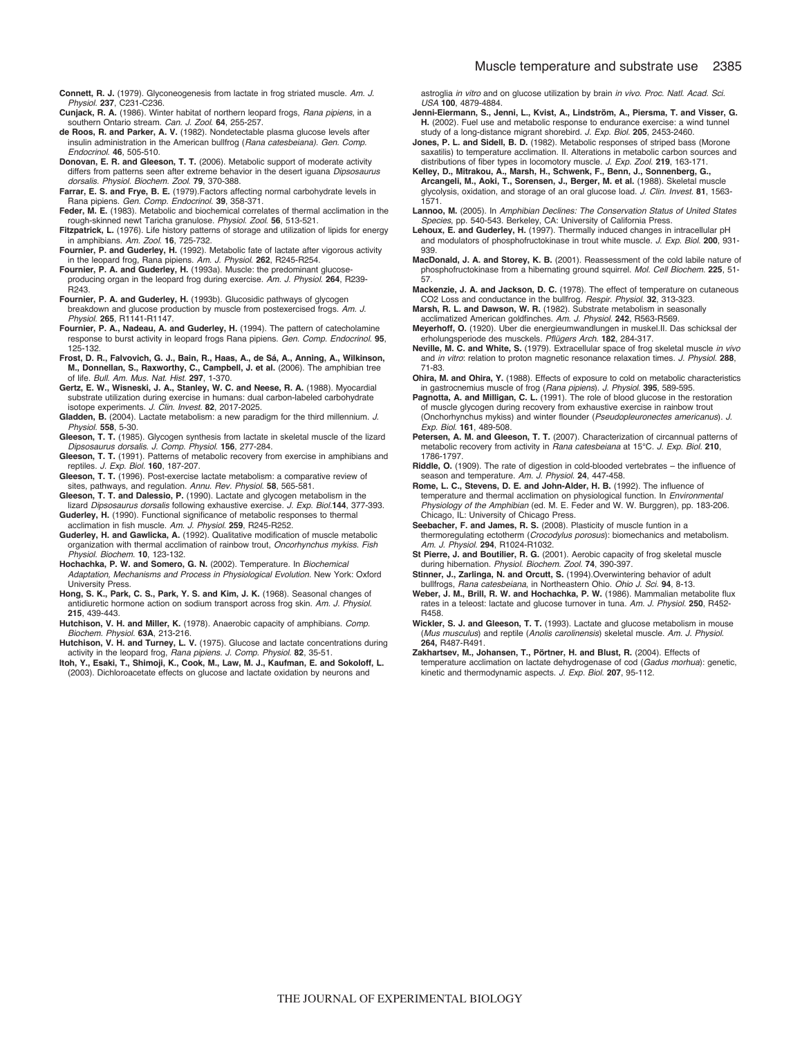**Connett, R. J.** (1979). Glyconeogenesis from lactate in frog striated muscle. *Am. J. Physiol.* **237**, C231-C236.

**Cunjack, R. A.** (1986). Winter habitat of northern leopard frogs, *Rana pipiens*, in a southern Ontario stream. *Can. J. Zool.* **64**, 255-257.

**de Roos, R. and Parker, A. V.** (1982). Nondetectable plasma glucose levels after insulin administration in the American bullfrog (*Rana catesbeiana*). *Gen. Comp. Endocrinol.* **46**, 505-510.

**Donovan, E. R. and Gleeson, T. T.** (2006). Metabolic support of moderate activity differs from patterns seen after extreme behavior in the desert iguana *Dipsosaurus dorsalis*. *Physiol. Biochem. Zool.* **79**, 370-388.

**Farrar, E. S. and Frye, B. E.** (1979).Factors affecting normal carbohydrate levels in Rana pipiens. *Gen. Comp. Endocrinol.* **39**, 358-371.

**Feder, M. E.** (1983). Metabolic and biochemical correlates of thermal acclimation in the rough-skinned newt Taricha granulose. *Physiol. Zool.* **56**, 513-521.

**Fitzpatrick, L.** (1976). Life history patterns of storage and utilization of lipids for energy in amphibians. *Am. Zool.* **16**, 725-732.

**Fournier, P. and Guderley, H.** (1992). Metabolic fate of lactate after vigorous activity in the leopard frog, Rana pipiens. *Am. J. Physiol.* **262**, R245-R254.

**Fournier, P. A. and Guderley, H.** (1993a). Muscle: the predominant glucose-producing organ in the leopard frog during exercise. *Am. J. Physiol.* **264**, R239-R243.

**Fournier, P. A. and Guderley, H.** (1993b). Glucosidic pathways of glycogen breakdown and glucose production by muscle from postexercised frogs. *Am. J. Physiol.* **265**, R1141-R1147.

**Fournier, P. A., Nadeau, A. and Guderley, H.** (1994). The pattern of catecholamine response to burst activity in leopard frogs Rana pipiens. *Gen. Comp. Endocrinol.* **95**, 125-132.

**Frost, D. R., Falvovich, G. J., Bain, R., Haas, A., de Sá, A., Anning, A., Wilkinson, M., Donnellan, S., Raxworthy, C., Campbell, J. et al.** (2006). The amphibian tree of life. *Bull. Am. Mus. Nat. Hist.* **297**, 1-370.

**Gertz, E. W., Wisneski, J. A., Stanley, W. C. and Neese, R. A.** (1988). Myocardial substrate utilization during exercise in humans: dual carbon-labeled carbohydrate isotope experiments. *J. Clin. Invest.* **82**, 2017-2025.

**Gladden, B.** (2004). Lactate metabolism: a new paradigm for the third millennium. *J. Physiol.* **558**, 5-30.

**Gleeson, T. T.** (1985). Glycogen synthesis from lactate in skeletal muscle of the lizard *Dipsosaurus dorsalis*. *J. Comp. Physiol.* **156**, 277-284.

**Gleeson, T. T.** (1991). Patterns of metabolic recovery from exercise in amphibians and reptiles. *J. Exp. Biol.* **160**, 187-207.

**Gleeson, T. T.** (1996). Post-exercise lactate metabolism: a comparative review of sites, pathways, and regulation. *Annu. Rev. Physiol.* **58**, 565-581.

**Gleeson, T. T. and Dalessio, P.** (1990). Lactate and glycogen metabolism in the lizard *Dipsosaurus dorsalis* following exhaustive exercise. *J. Exp. Biol.***144**, 377-393.

**Guderley, H.** (1990). Functional significance of metabolic responses to thermal acclimation in fish muscle. *Am. J. Physiol.* **259**, R245-R252.

**Guderley, H. and Gawlicka, A.** (1992). Qualitative modification of muscle metabolic organization with thermal acclimation of rainbow trout, *Oncorhynchus mykiss*. *Fish Physiol. Biochem.* **10**, 123-132.

**Hochachka, P. W. and Somero, G. N.** (2002). Temperature. In *Biochemical Adaptation, Mechanisms and Process in Physiological Evolution*. New York: Oxford University Press.

**Hong, S. K., Park, C. S., Park, Y. S. and Kim, J. K.** (1968). Seasonal changes of antidiuretic hormone action on sodium transport across frog skin. *Am. J. Physiol.* **215**, 439-443.

**Hutchison, V. H. and Miller, K.** (1978). Anaerobic capacity of amphibians. *Comp. Biochem. Physiol.* **63A**, 213-216.

**Hutchison, V. H. and Turney, L. V.** (1975). Glucose and lactate concentrations during activity in the leopard frog, *Rana pipiens*. *J. Comp. Physiol.* **82**, 35-51.

**Itoh, Y., Esaki, T., Shimoji, K., Cook, M., Law, M. J., Kaufman, E. and Sokoloff, L.** (2003). Dichloroacetate effects on glucose and lactate oxidation by neurons and astroglia *in vitro* and on glucose utilization by brain *in vivo*. *Proc. Natl. Acad. Sci. USA* **100**, 4879-4884.

**Jenni-Eiermann, S., Jenni, L., Kvist, A., Lindström, A., Piersma, T. and Visser, G. H.** (2002). Fuel use and metabolic response to endurance exercise: a wind tunnel study of a long-distance migrant shorebird. *J. Exp. Biol.* **205**, 2453-2460.

**Jones, P. L. and Sidell, B. D.** (1982). Metabolic responses of striped bass (Morone saxatilis) to temperature acclimation. II. Alterations in metabolic carbon sources and distributions of fiber types in locomotory muscle. *J. Exp. Zool.* **219**, 163-171.

**Kelley, D., Mitrakou, A., Marsh, H., Schwenk, F., Benn, J., Sonnenberg, G., Arcangeli, M., Aoki, T., Sorensen, J., Berger, M. et al.** (1988). Skeletal muscle glycolysis, oxidation, and storage of an oral glucose load. *J. Clin. Invest.* **81**, 1563-1571.

**Lannoo, M.** (2005). In *Amphibian Declines: The Conservation Status of United States Species*, pp. 540-543. Berkeley, CA: University of California Press.

**Lehoux, E. and Guderley, H.** (1997). Thermally induced changes in intracellular pH and modulators of phosphofructokinase in trout white muscle. *J. Exp. Biol.* **200**, 931-939.

**MacDonald, J. A. and Storey, K. B.** (2001). Reassessment of the cold labile nature of phosphofructokinase from a hibernating ground squirrel. *Mol. Cell Biochem.* **225**, 51-57.

**Mackenzie, J. A. and Jackson, D. C.** (1978). The effect of temperature on cutaneous CO2 Loss and conductance in the bullfrog. *Respir. Physiol.* **32**, 313-323.

**Marsh, R. L. and Dawson, W. R.** (1982). Substrate metabolism in seasonally acclimatized American goldfinches. *Am. J. Physiol.* **242**, R563-R569.

**Meyerhoff, O.** (1920). Uber die energieumwandlungen in muskel.II. Das schicksal der erholungsperiode des musckels. *Pflügers Arch.* **182**, 284-317.

**Neville, M. C. and White, S.** (1979). Extracellular space of frog skeletal muscle *in vivo* and *in vitro*: relation to proton magnetic resonance relaxation times. *J. Physiol.* **288**, 71-83.

**Ohira, M. and Ohira, Y.** (1988). Effects of exposure to cold on metabolic characteristics in gastrocnemius muscle of frog (*Rana pipiens*). *J. Physiol.* **395**, 589-595.

**Pagnotta, A. and Milligan, C. L.** (1991). The role of blood glucose in the restoration of muscle glycogen during recovery from exhaustive exercise in rainbow trout (Onchorhynchus mykiss) and winter flounder (*Pseudopleuronectes americanus*). *J. Exp. Biol.* **161**, 489-508.

**Petersen, A. M. and Gleeson, T. T.** (2007). Characterization of circannual patterns of metabolic recovery from activity in *Rana catesbeiana* at 15°C. *J. Exp. Biol.* **210**, 1786-1797.

**Riddle, O.** (1909). The rate of digestion in cold-blooded vertebrates – the influence of season and temperature. *Am. J. Physiol.* **24**, 447-458.

**Rome, L. C., Stevens, D. E. and John-Alder, H. B.** (1992). The influence of temperature and thermal acclimation on physiological function. In *Environmental Physiology of the Amphibian* (ed. M. E. Feder and W. W. Burggren), pp. 183-206. Chicago, IL: University of Chicago Press.

**Seebacher, F. and James, R. S.** (2008). Plasticity of muscle funtion in a thermoregulating ectotherm (*Crocodylus porosus*): biomechanics and metabolism. *Am. J. Physiol.* **294**, R1024-R1032.

**St Pierre, J. and Boutilier, R. G.** (2001). Aerobic capacity of frog skeletal muscle during hibernation. *Physiol. Biochem. Zool.* **74**, 390-397.

**Stinner, J., Zarlinga, N. and Orcutt, S.** (1994).Overwintering behavior of adult bullfrogs, *Rana catesbeiana*, in Northeastern Ohio. *Ohio J. Sci.* **94**, 8-13.

**Weber, J. M., Brill, R. W. and Hochachka, P. W.** (1986). Mammalian metabolite flux rates in a teleost: lactate and glucose turnover in tuna. *Am. J. Physiol.* **250**, R452-R458.

**Wickler, S. J. and Gleeson, T. T.** (1993). Lactate and glucose metabolism in mouse (*Mus musculus*) and reptile (*Anolis carolinensis*) skeletal muscle. *Am. J. Physiol.* **264,** R487-R491.

**Zakhartsev, M., Johansen, T., Pörtner, H. and Blust, R.** (2004). Effects of temperature acclimation on lactate dehydrogenase of cod (*Gadus morhua*): genetic, kinetic and thermodynamic aspects. *J. Exp. Biol.* **207**, 95-112.